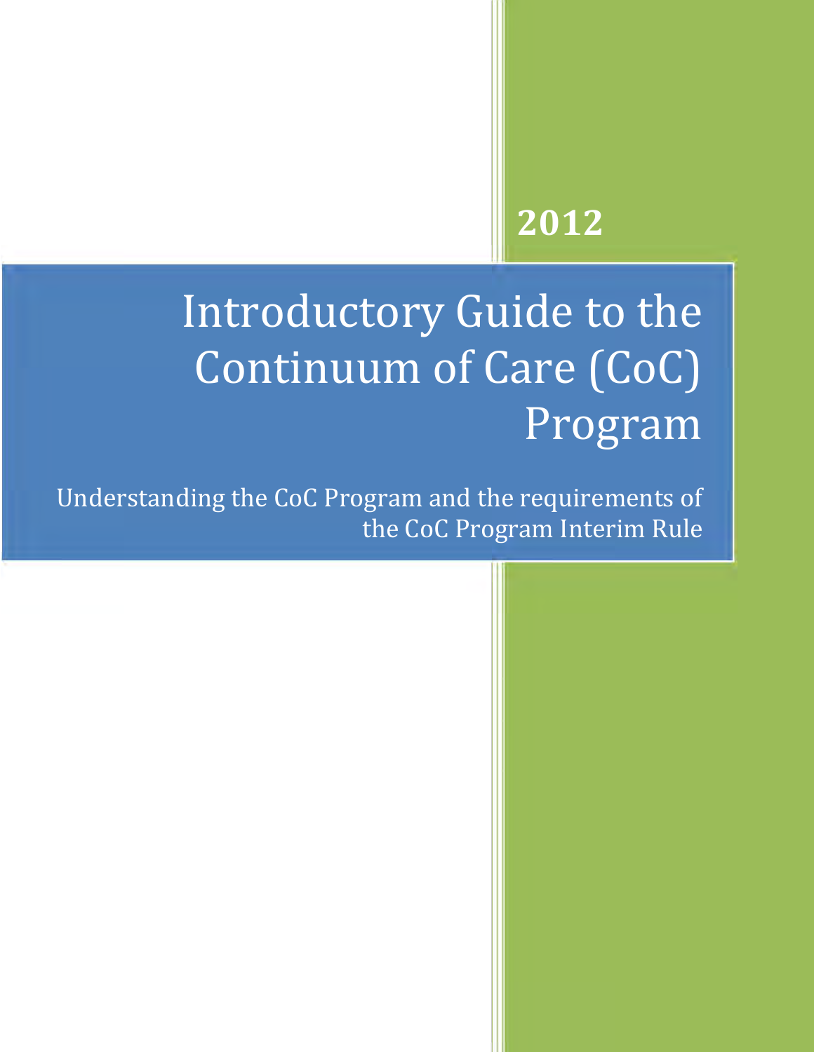2012

# Introductory Guide to the Continuum of Care (CoC) Program

Understanding the CoC Program and the requirements of the CoC Program Interim Rule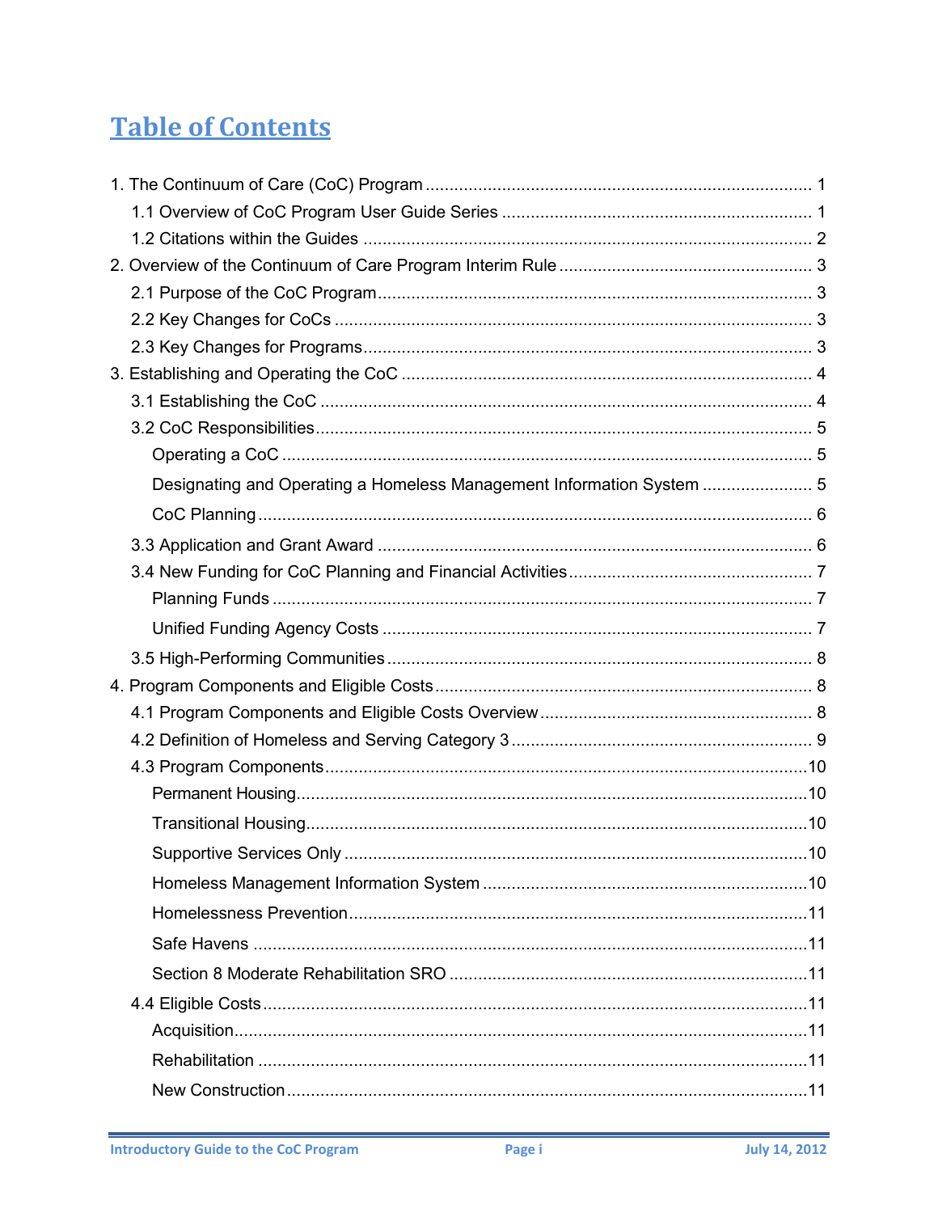# Table of Contents

1. The Continuum of Care (CoC) Program ........ 1
   - 1.1 Overview of CoC Program User Guide Series ........ 1
   - 1.2 Citations within the Guides ........ 2
2. Overview of the Continuum of Care Program Interim Rule ........ 3
   - 2.1 Purpose of the CoC Program ........ 3
   - 2.2 Key Changes for CoCs ........ 3
   - 2.3 Key Changes for Programs ........ 3
3. Establishing and Operating the CoC ........ 4
   - 3.1 Establishing the CoC ........ 4
   - 3.2 CoC Responsibilities ........ 5
     - Operating a CoC ........ 5
     - Designating and Operating a Homeless Management Information System ........ 5
     - CoC Planning ........ 6
   - 3.3 Application and Grant Award ........ 6
   - 3.4 New Funding for CoC Planning and Financial Activities ........ 7
     - Planning Funds ........ 7
     - Unified Funding Agency Costs ........ 7
   - 3.5 High-Performing Communities ........ 8
4. Program Components and Eligible Costs ........ 8
   - 4.1 Program Components and Eligible Costs Overview ........ 8
   - 4.2 Definition of Homeless and Serving Category 3 ........ 9
   - 4.3 Program Components ........ 10
     - Permanent Housing ........ 10
     - Transitional Housing ........ 10
     - Supportive Services Only ........ 10
     - Homeless Management Information System ........ 10
     - Homelessness Prevention ........ 11
     - Safe Havens ........ 11
     - Section 8 Moderate Rehabilitation SRO ........ 11
   - 4.4 Eligible Costs ........ 11
     - Acquisition ........ 11
     - Rehabilitation ........ 11
     - New Construction ........ 11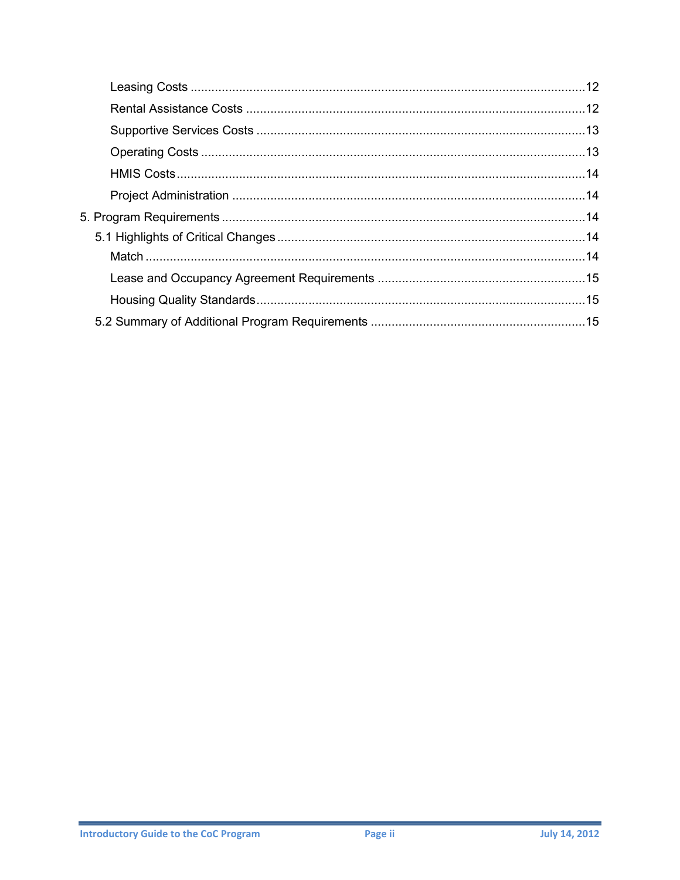Leasing Costs .....12

Rental Assistance Costs .....12

Supportive Services Costs .....13

Operating Costs .....13

HMIS Costs .....14

Project Administration .....14

5. Program Requirements .....14

5.1 Highlights of Critical Changes .....14

Match .....14

Lease and Occupancy Agreement Requirements .....15

Housing Quality Standards .....15

5.2 Summary of Additional Program Requirements .....15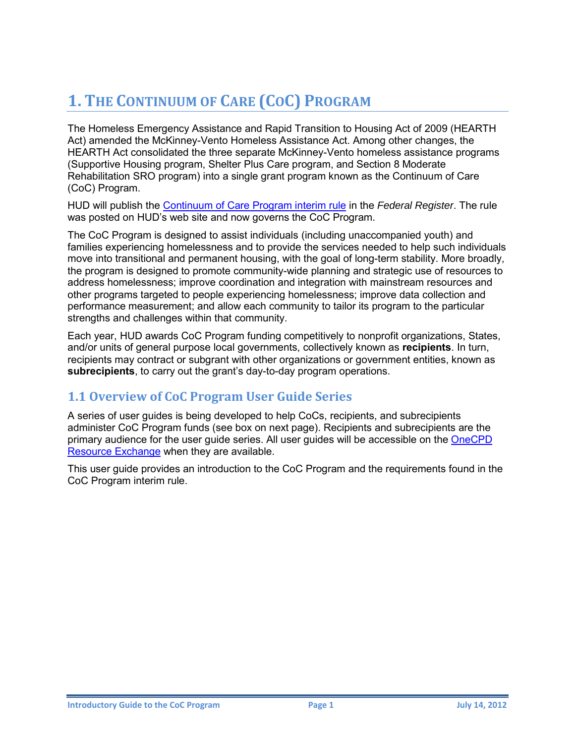# 1. The Continuum of Care (CoC) Program

The Homeless Emergency Assistance and Rapid Transition to Housing Act of 2009 (HEARTH Act) amended the McKinney-Vento Homeless Assistance Act. Among other changes, the HEARTH Act consolidated the three separate McKinney-Vento homeless assistance programs (Supportive Housing program, Shelter Plus Care program, and Section 8 Moderate Rehabilitation SRO program) into a single grant program known as the Continuum of Care (CoC) Program.

HUD will publish the Continuum of Care Program interim rule in the *Federal Register*. The rule was posted on HUD's web site and now governs the CoC Program.

The CoC Program is designed to assist individuals (including unaccompanied youth) and families experiencing homelessness and to provide the services needed to help such individuals move into transitional and permanent housing, with the goal of long-term stability. More broadly, the program is designed to promote community-wide planning and strategic use of resources to address homelessness; improve coordination and integration with mainstream resources and other programs targeted to people experiencing homelessness; improve data collection and performance measurement; and allow each community to tailor its program to the particular strengths and challenges within that community.

Each year, HUD awards CoC Program funding competitively to nonprofit organizations, States, and/or units of general purpose local governments, collectively known as **recipients**. In turn, recipients may contract or subgrant with other organizations or government entities, known as **subrecipients**, to carry out the grant's day-to-day program operations.

## 1.1 Overview of CoC Program User Guide Series

A series of user guides is being developed to help CoCs, recipients, and subrecipients administer CoC Program funds (see box on next page). Recipients and subrecipients are the primary audience for the user guide series. All user guides will be accessible on the OneCPD Resource Exchange when they are available.

This user guide provides an introduction to the CoC Program and the requirements found in the CoC Program interim rule.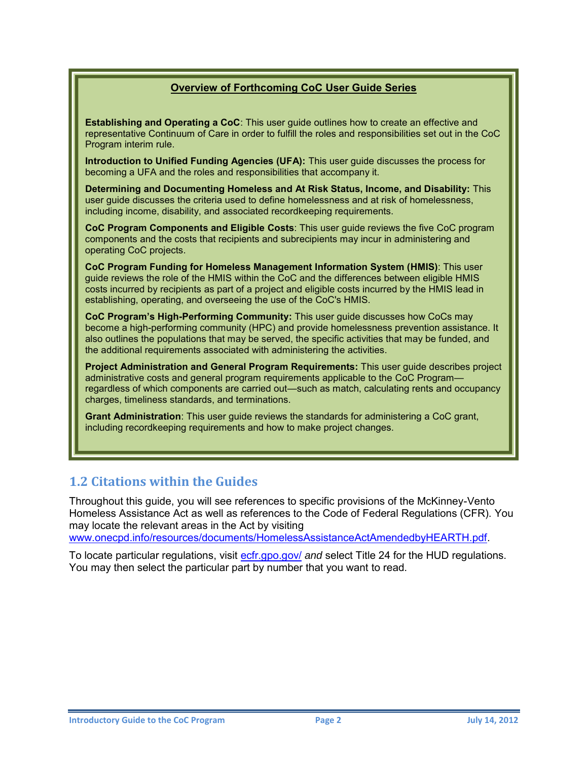**Overview of Forthcoming CoC User Guide Series**

**Establishing and Operating a CoC**: This user guide outlines how to create an effective and representative Continuum of Care in order to fulfill the roles and responsibilities set out in the CoC Program interim rule.

**Introduction to Unified Funding Agencies (UFA):** This user guide discusses the process for becoming a UFA and the roles and responsibilities that accompany it.

**Determining and Documenting Homeless and At Risk Status, Income, and Disability:** This user guide discusses the criteria used to define homelessness and at risk of homelessness, including income, disability, and associated recordkeeping requirements.

**CoC Program Components and Eligible Costs**: This user guide reviews the five CoC program components and the costs that recipients and subrecipients may incur in administering and operating CoC projects.

**CoC Program Funding for Homeless Management Information System (HMIS)**: This user guide reviews the role of the HMIS within the CoC and the differences between eligible HMIS costs incurred by recipients as part of a project and eligible costs incurred by the HMIS lead in establishing, operating, and overseeing the use of the CoC's HMIS.

**CoC Program's High-Performing Community:** This user guide discusses how CoCs may become a high-performing community (HPC) and provide homelessness prevention assistance. It also outlines the populations that may be served, the specific activities that may be funded, and the additional requirements associated with administering the activities.

**Project Administration and General Program Requirements:** This user guide describes project administrative costs and general program requirements applicable to the CoC Program—regardless of which components are carried out—such as match, calculating rents and occupancy charges, timeliness standards, and terminations.

**Grant Administration**: This user guide reviews the standards for administering a CoC grant, including recordkeeping requirements and how to make project changes.

## 1.2 Citations within the Guides

Throughout this guide, you will see references to specific provisions of the McKinney-Vento Homeless Assistance Act as well as references to the Code of Federal Regulations (CFR). You may locate the relevant areas in the Act by visiting www.onecpd.info/resources/documents/HomelessAssistanceActAmendedbyHEARTH.pdf.

To locate particular regulations, visit ecfr.gpo.gov/ *and* select Title 24 for the HUD regulations. You may then select the particular part by number that you want to read.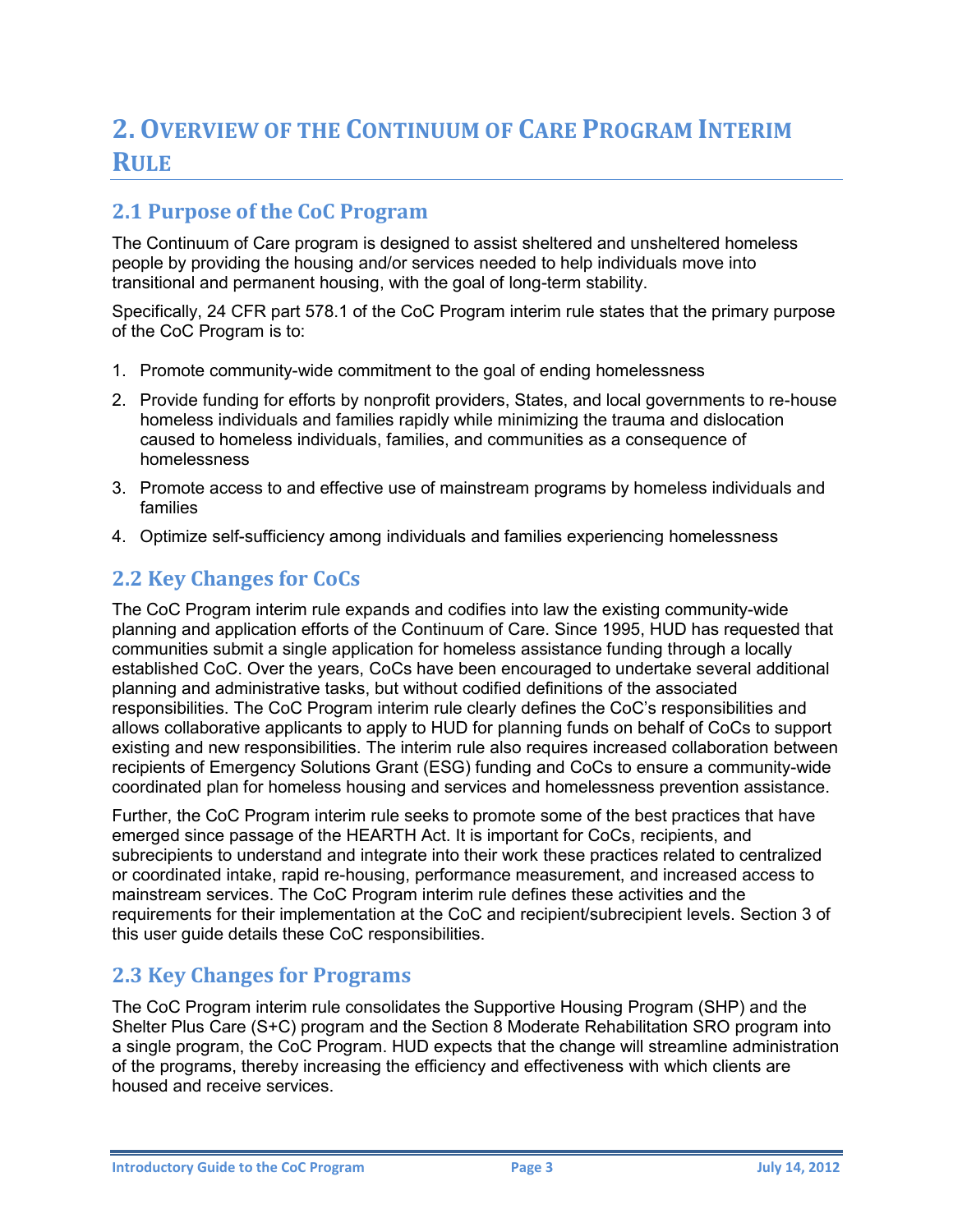# 2. Overview of the Continuum of Care Program Interim Rule

## 2.1 Purpose of the CoC Program

The Continuum of Care program is designed to assist sheltered and unsheltered homeless people by providing the housing and/or services needed to help individuals move into transitional and permanent housing, with the goal of long-term stability.

Specifically, 24 CFR part 578.1 of the CoC Program interim rule states that the primary purpose of the CoC Program is to:

1. Promote community-wide commitment to the goal of ending homelessness
2. Provide funding for efforts by nonprofit providers, States, and local governments to re-house homeless individuals and families rapidly while minimizing the trauma and dislocation caused to homeless individuals, families, and communities as a consequence of homelessness
3. Promote access to and effective use of mainstream programs by homeless individuals and families
4. Optimize self-sufficiency among individuals and families experiencing homelessness

## 2.2 Key Changes for CoCs

The CoC Program interim rule expands and codifies into law the existing community-wide planning and application efforts of the Continuum of Care. Since 1995, HUD has requested that communities submit a single application for homeless assistance funding through a locally established CoC. Over the years, CoCs have been encouraged to undertake several additional planning and administrative tasks, but without codified definitions of the associated responsibilities. The CoC Program interim rule clearly defines the CoC's responsibilities and allows collaborative applicants to apply to HUD for planning funds on behalf of CoCs to support existing and new responsibilities. The interim rule also requires increased collaboration between recipients of Emergency Solutions Grant (ESG) funding and CoCs to ensure a community-wide coordinated plan for homeless housing and services and homelessness prevention assistance.

Further, the CoC Program interim rule seeks to promote some of the best practices that have emerged since passage of the HEARTH Act. It is important for CoCs, recipients, and subrecipients to understand and integrate into their work these practices related to centralized or coordinated intake, rapid re-housing, performance measurement, and increased access to mainstream services. The CoC Program interim rule defines these activities and the requirements for their implementation at the CoC and recipient/subrecipient levels. Section 3 of this user guide details these CoC responsibilities.

## 2.3 Key Changes for Programs

The CoC Program interim rule consolidates the Supportive Housing Program (SHP) and the Shelter Plus Care (S+C) program and the Section 8 Moderate Rehabilitation SRO program into a single program, the CoC Program. HUD expects that the change will streamline administration of the programs, thereby increasing the efficiency and effectiveness with which clients are housed and receive services.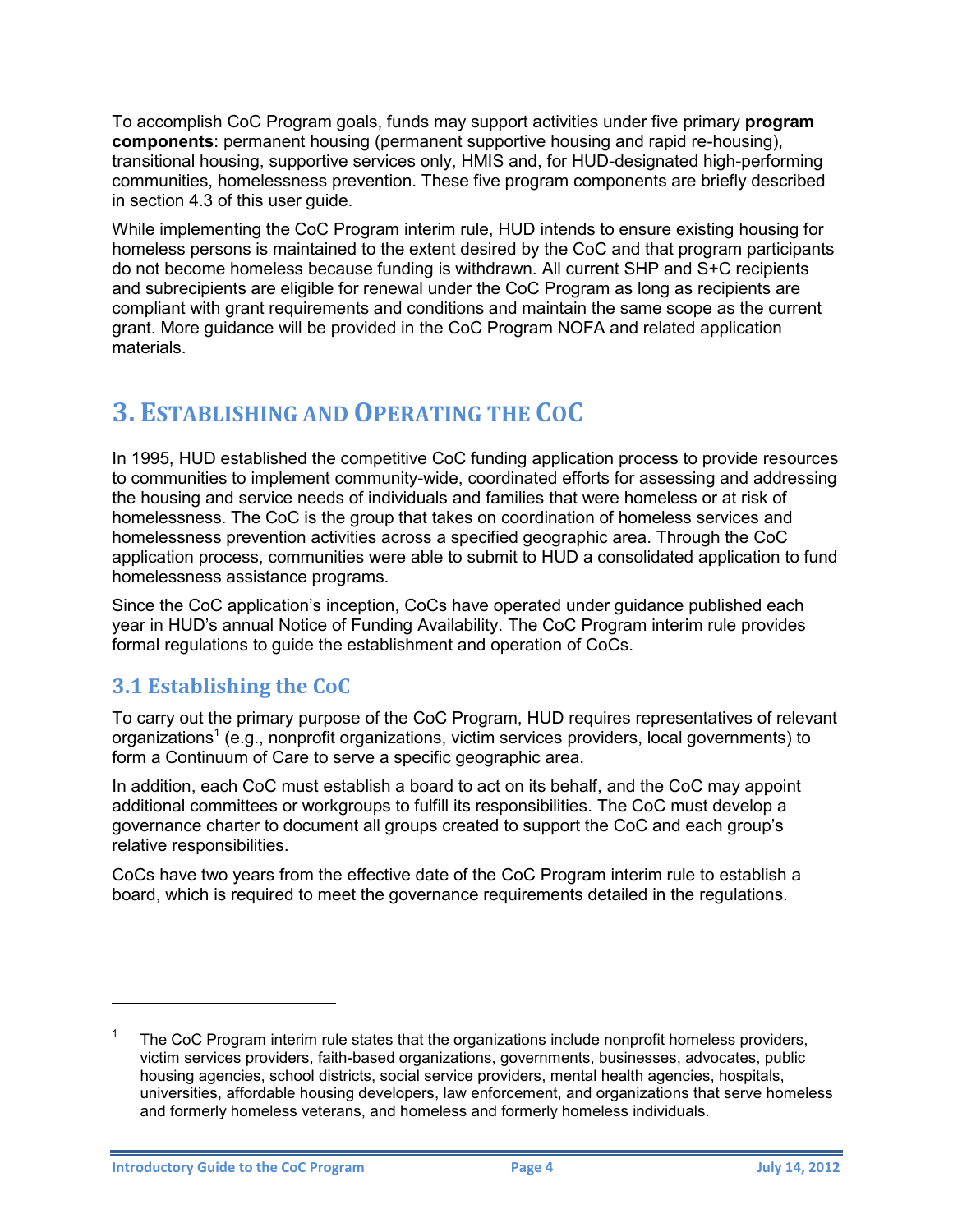To accomplish CoC Program goals, funds may support activities under five primary **program components**: permanent housing (permanent supportive housing and rapid re-housing), transitional housing, supportive services only, HMIS and, for HUD-designated high-performing communities, homelessness prevention. These five program components are briefly described in section 4.3 of this user guide.

While implementing the CoC Program interim rule, HUD intends to ensure existing housing for homeless persons is maintained to the extent desired by the CoC and that program participants do not become homeless because funding is withdrawn. All current SHP and S+C recipients and subrecipients are eligible for renewal under the CoC Program as long as recipients are compliant with grant requirements and conditions and maintain the same scope as the current grant. More guidance will be provided in the CoC Program NOFA and related application materials.

# 3. Establishing and Operating the CoC

In 1995, HUD established the competitive CoC funding application process to provide resources to communities to implement community-wide, coordinated efforts for assessing and addressing the housing and service needs of individuals and families that were homeless or at risk of homelessness. The CoC is the group that takes on coordination of homeless services and homelessness prevention activities across a specified geographic area. Through the CoC application process, communities were able to submit to HUD a consolidated application to fund homelessness assistance programs.

Since the CoC application's inception, CoCs have operated under guidance published each year in HUD's annual Notice of Funding Availability. The CoC Program interim rule provides formal regulations to guide the establishment and operation of CoCs.

## 3.1 Establishing the CoC

To carry out the primary purpose of the CoC Program, HUD requires representatives of relevant organizations[1] (e.g., nonprofit organizations, victim services providers, local governments) to form a Continuum of Care to serve a specific geographic area.

In addition, each CoC must establish a board to act on its behalf, and the CoC may appoint additional committees or workgroups to fulfill its responsibilities. The CoC must develop a governance charter to document all groups created to support the CoC and each group's relative responsibilities.

CoCs have two years from the effective date of the CoC Program interim rule to establish a board, which is required to meet the governance requirements detailed in the regulations.

---

[1] The CoC Program interim rule states that the organizations include nonprofit homeless providers, victim services providers, faith-based organizations, governments, businesses, advocates, public housing agencies, school districts, social service providers, mental health agencies, hospitals, universities, affordable housing developers, law enforcement, and organizations that serve homeless and formerly homeless veterans, and homeless and formerly homeless individuals.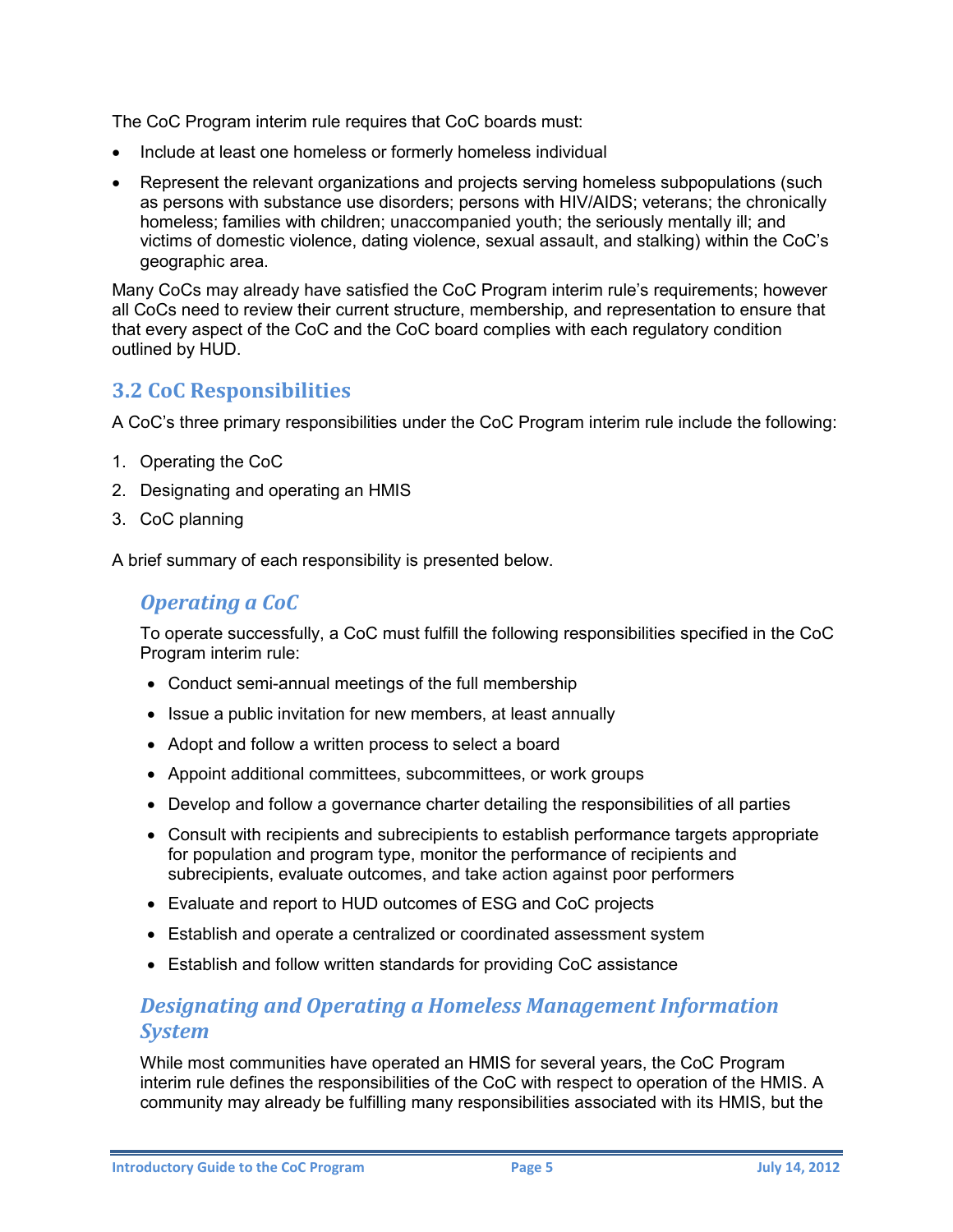The CoC Program interim rule requires that CoC boards must:

- Include at least one homeless or formerly homeless individual
- Represent the relevant organizations and projects serving homeless subpopulations (such as persons with substance use disorders; persons with HIV/AIDS; veterans; the chronically homeless; families with children; unaccompanied youth; the seriously mentally ill; and victims of domestic violence, dating violence, sexual assault, and stalking) within the CoC's geographic area.

Many CoCs may already have satisfied the CoC Program interim rule's requirements; however all CoCs need to review their current structure, membership, and representation to ensure that that every aspect of the CoC and the CoC board complies with each regulatory condition outlined by HUD.

## 3.2 CoC Responsibilities

A CoC's three primary responsibilities under the CoC Program interim rule include the following:

1. Operating the CoC
2. Designating and operating an HMIS
3. CoC planning

A brief summary of each responsibility is presented below.

### *Operating a CoC*

To operate successfully, a CoC must fulfill the following responsibilities specified in the CoC Program interim rule:

- Conduct semi-annual meetings of the full membership
- Issue a public invitation for new members, at least annually
- Adopt and follow a written process to select a board
- Appoint additional committees, subcommittees, or work groups
- Develop and follow a governance charter detailing the responsibilities of all parties
- Consult with recipients and subrecipients to establish performance targets appropriate for population and program type, monitor the performance of recipients and subrecipients, evaluate outcomes, and take action against poor performers
- Evaluate and report to HUD outcomes of ESG and CoC projects
- Establish and operate a centralized or coordinated assessment system
- Establish and follow written standards for providing CoC assistance

### *Designating and Operating a Homeless Management Information System*

While most communities have operated an HMIS for several years, the CoC Program interim rule defines the responsibilities of the CoC with respect to operation of the HMIS. A community may already be fulfilling many responsibilities associated with its HMIS, but the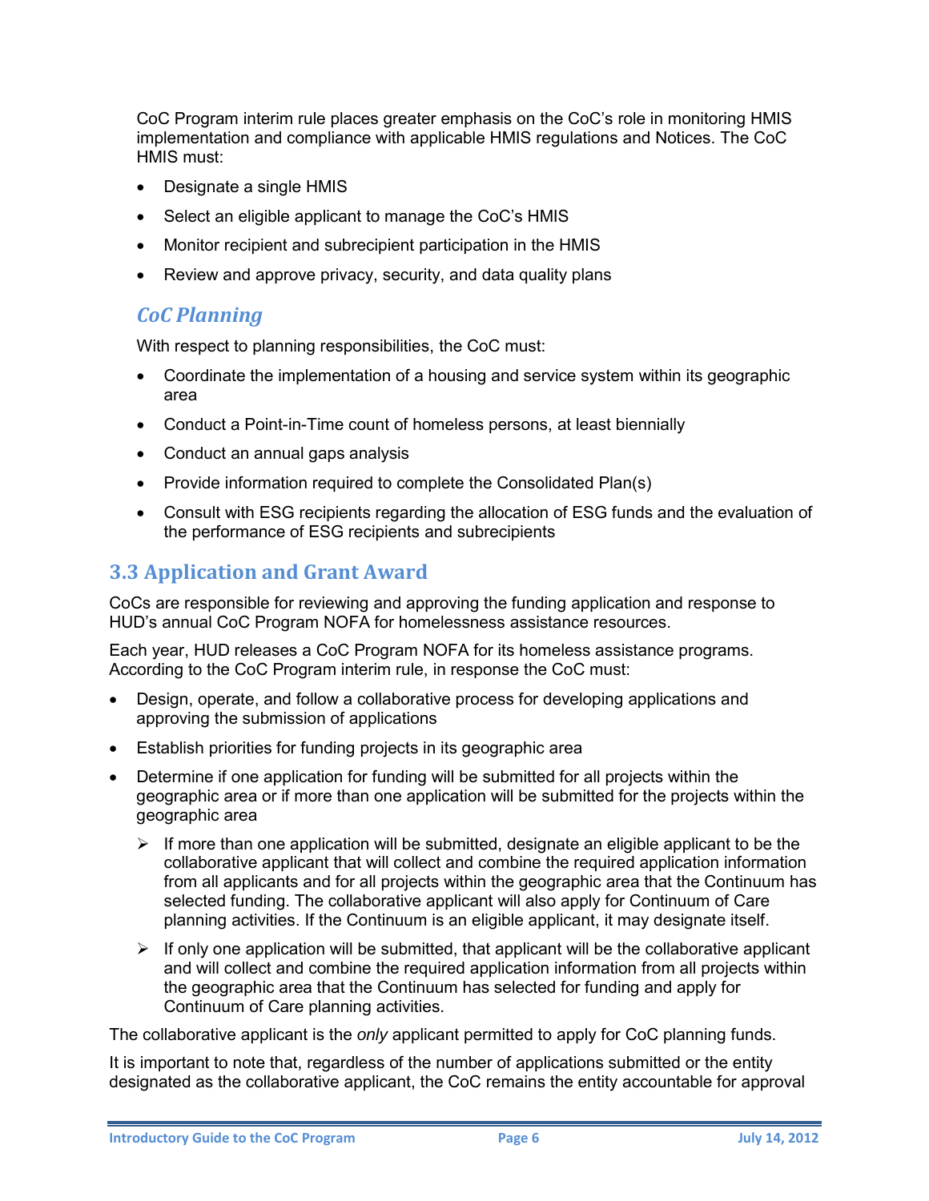CoC Program interim rule places greater emphasis on the CoC's role in monitoring HMIS implementation and compliance with applicable HMIS regulations and Notices. The CoC HMIS must:

- Designate a single HMIS
- Select an eligible applicant to manage the CoC's HMIS
- Monitor recipient and subrecipient participation in the HMIS
- Review and approve privacy, security, and data quality plans

### *CoC Planning*

With respect to planning responsibilities, the CoC must:

- Coordinate the implementation of a housing and service system within its geographic area
- Conduct a Point-in-Time count of homeless persons, at least biennially
- Conduct an annual gaps analysis
- Provide information required to complete the Consolidated Plan(s)
- Consult with ESG recipients regarding the allocation of ESG funds and the evaluation of the performance of ESG recipients and subrecipients

## 3.3 Application and Grant Award

CoCs are responsible for reviewing and approving the funding application and response to HUD's annual CoC Program NOFA for homelessness assistance resources.

Each year, HUD releases a CoC Program NOFA for its homeless assistance programs. According to the CoC Program interim rule, in response the CoC must:

- Design, operate, and follow a collaborative process for developing applications and approving the submission of applications
- Establish priorities for funding projects in its geographic area
- Determine if one application for funding will be submitted for all projects within the geographic area or if more than one application will be submitted for the projects within the geographic area
  - If more than one application will be submitted, designate an eligible applicant to be the collaborative applicant that will collect and combine the required application information from all applicants and for all projects within the geographic area that the Continuum has selected funding. The collaborative applicant will also apply for Continuum of Care planning activities. If the Continuum is an eligible applicant, it may designate itself.
  - If only one application will be submitted, that applicant will be the collaborative applicant and will collect and combine the required application information from all projects within the geographic area that the Continuum has selected for funding and apply for Continuum of Care planning activities.

The collaborative applicant is the *only* applicant permitted to apply for CoC planning funds.

It is important to note that, regardless of the number of applications submitted or the entity designated as the collaborative applicant, the CoC remains the entity accountable for approval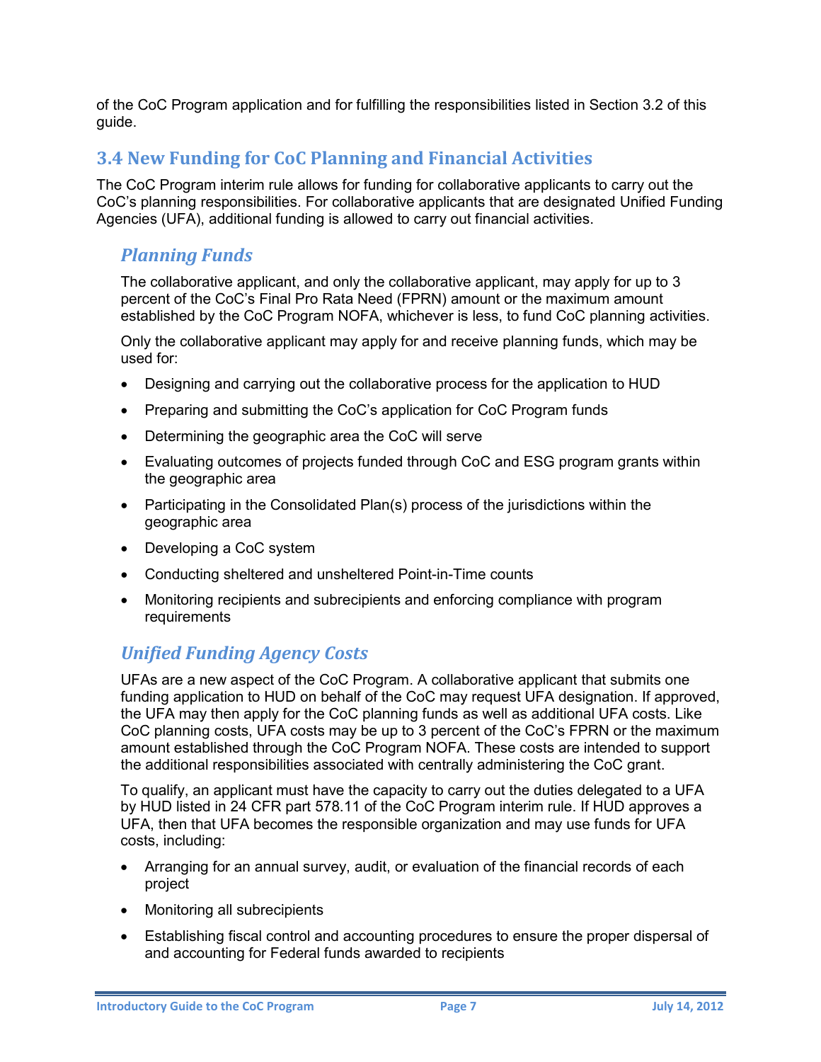of the CoC Program application and for fulfilling the responsibilities listed in Section 3.2 of this guide.

## 3.4 New Funding for CoC Planning and Financial Activities

The CoC Program interim rule allows for funding for collaborative applicants to carry out the CoC's planning responsibilities. For collaborative applicants that are designated Unified Funding Agencies (UFA), additional funding is allowed to carry out financial activities.

### *Planning Funds*

The collaborative applicant, and only the collaborative applicant, may apply for up to 3 percent of the CoC's Final Pro Rata Need (FPRN) amount or the maximum amount established by the CoC Program NOFA, whichever is less, to fund CoC planning activities.

Only the collaborative applicant may apply for and receive planning funds, which may be used for:

- Designing and carrying out the collaborative process for the application to HUD
- Preparing and submitting the CoC's application for CoC Program funds
- Determining the geographic area the CoC will serve
- Evaluating outcomes of projects funded through CoC and ESG program grants within the geographic area
- Participating in the Consolidated Plan(s) process of the jurisdictions within the geographic area
- Developing a CoC system
- Conducting sheltered and unsheltered Point-in-Time counts
- Monitoring recipients and subrecipients and enforcing compliance with program requirements

### *Unified Funding Agency Costs*

UFAs are a new aspect of the CoC Program. A collaborative applicant that submits one funding application to HUD on behalf of the CoC may request UFA designation. If approved, the UFA may then apply for the CoC planning funds as well as additional UFA costs. Like CoC planning costs, UFA costs may be up to 3 percent of the CoC's FPRN or the maximum amount established through the CoC Program NOFA. These costs are intended to support the additional responsibilities associated with centrally administering the CoC grant.

To qualify, an applicant must have the capacity to carry out the duties delegated to a UFA by HUD listed in 24 CFR part 578.11 of the CoC Program interim rule. If HUD approves a UFA, then that UFA becomes the responsible organization and may use funds for UFA costs, including:

- Arranging for an annual survey, audit, or evaluation of the financial records of each project
- Monitoring all subrecipients
- Establishing fiscal control and accounting procedures to ensure the proper dispersal of and accounting for Federal funds awarded to recipients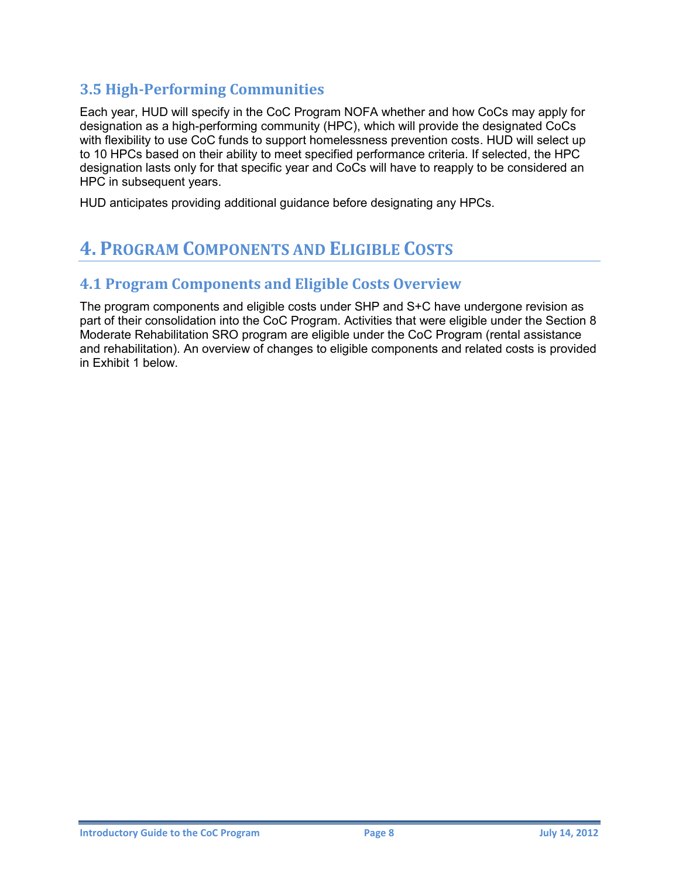### 3.5 High-Performing Communities

Each year, HUD will specify in the CoC Program NOFA whether and how CoCs may apply for designation as a high-performing community (HPC), which will provide the designated CoCs with flexibility to use CoC funds to support homelessness prevention costs. HUD will select up to 10 HPCs based on their ability to meet specified performance criteria. If selected, the HPC designation lasts only for that specific year and CoCs will have to reapply to be considered an HPC in subsequent years.

HUD anticipates providing additional guidance before designating any HPCs.

## 4. Program Components and Eligible Costs

### 4.1 Program Components and Eligible Costs Overview

The program components and eligible costs under SHP and S+C have undergone revision as part of their consolidation into the CoC Program. Activities that were eligible under the Section 8 Moderate Rehabilitation SRO program are eligible under the CoC Program (rental assistance and rehabilitation). An overview of changes to eligible components and related costs is provided in Exhibit 1 below.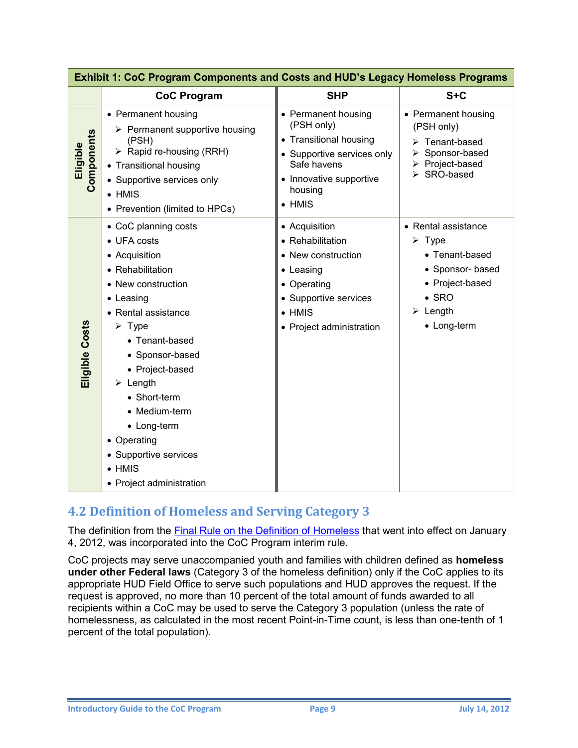**Exhibit 1: CoC Program Components and Costs and HUD's Legacy Homeless Programs**

| | CoC Program | SHP | S+C |
|---|---|---|---|
| **Eligible Components** | • Permanent housing<br>➢ Permanent supportive housing (PSH)<br>➢ Rapid re-housing (RRH)<br>• Transitional housing<br>• Supportive services only<br>• HMIS<br>• Prevention (limited to HPCs) | • Permanent housing (PSH only)<br>• Transitional housing<br>• Supportive services only Safe havens<br>• Innovative supportive housing<br>• HMIS | • Permanent housing (PSH only)<br>➢ Tenant-based<br>➢ Sponsor-based<br>➢ Project-based<br>➢ SRO-based |
| **Eligible Costs** | • CoC planning costs<br>• UFA costs<br>• Acquisition<br>• Rehabilitation<br>• New construction<br>• Leasing<br>• Rental assistance<br>➢ Type<br>• Tenant-based<br>• Sponsor-based<br>• Project-based<br>➢ Length<br>• Short-term<br>• Medium-term<br>• Long-term<br>• Operating<br>• Supportive services<br>• HMIS<br>• Project administration | • Acquisition<br>• Rehabilitation<br>• New construction<br>• Leasing<br>• Operating<br>• Supportive services<br>• HMIS<br>• Project administration | • Rental assistance<br>➢ Type<br>• Tenant-based<br>• Sponsor- based<br>• Project-based<br>• SRO<br>➢ Length<br>• Long-term |

## 4.2 Definition of Homeless and Serving Category 3

The definition from the Final Rule on the Definition of Homeless that went into effect on January 4, 2012, was incorporated into the CoC Program interim rule.

CoC projects may serve unaccompanied youth and families with children defined as **homeless under other Federal laws** (Category 3 of the homeless definition) only if the CoC applies to its appropriate HUD Field Office to serve such populations and HUD approves the request. If the request is approved, no more than 10 percent of the total amount of funds awarded to all recipients within a CoC may be used to serve the Category 3 population (unless the rate of homelessness, as calculated in the most recent Point-in-Time count, is less than one-tenth of 1 percent of the total population).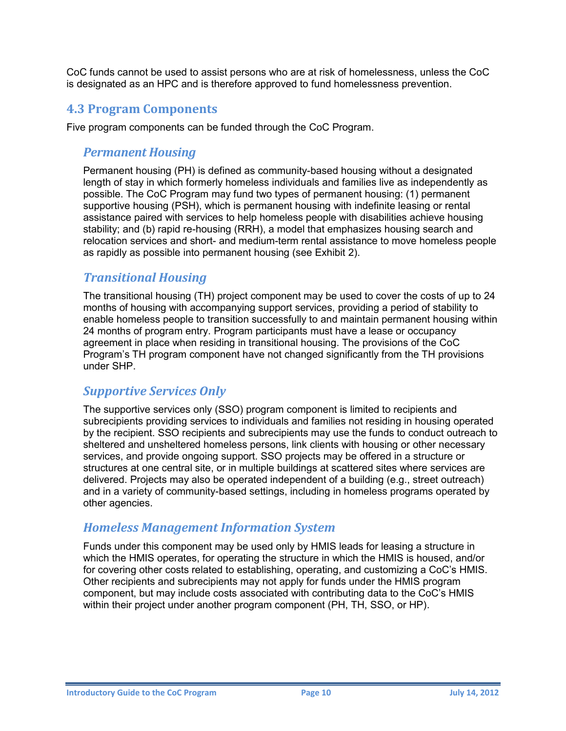CoC funds cannot be used to assist persons who are at risk of homelessness, unless the CoC is designated as an HPC and is therefore approved to fund homelessness prevention.

## 4.3 Program Components

Five program components can be funded through the CoC Program.

### *Permanent Housing*

Permanent housing (PH) is defined as community-based housing without a designated length of stay in which formerly homeless individuals and families live as independently as possible. The CoC Program may fund two types of permanent housing: (1) permanent supportive housing (PSH), which is permanent housing with indefinite leasing or rental assistance paired with services to help homeless people with disabilities achieve housing stability; and (b) rapid re-housing (RRH), a model that emphasizes housing search and relocation services and short- and medium-term rental assistance to move homeless people as rapidly as possible into permanent housing (see Exhibit 2).

### *Transitional Housing*

The transitional housing (TH) project component may be used to cover the costs of up to 24 months of housing with accompanying support services, providing a period of stability to enable homeless people to transition successfully to and maintain permanent housing within 24 months of program entry. Program participants must have a lease or occupancy agreement in place when residing in transitional housing. The provisions of the CoC Program's TH program component have not changed significantly from the TH provisions under SHP.

### *Supportive Services Only*

The supportive services only (SSO) program component is limited to recipients and subrecipients providing services to individuals and families not residing in housing operated by the recipient. SSO recipients and subrecipients may use the funds to conduct outreach to sheltered and unsheltered homeless persons, link clients with housing or other necessary services, and provide ongoing support. SSO projects may be offered in a structure or structures at one central site, or in multiple buildings at scattered sites where services are delivered. Projects may also be operated independent of a building (e.g., street outreach) and in a variety of community-based settings, including in homeless programs operated by other agencies.

### *Homeless Management Information System*

Funds under this component may be used only by HMIS leads for leasing a structure in which the HMIS operates, for operating the structure in which the HMIS is housed, and/or for covering other costs related to establishing, operating, and customizing a CoC's HMIS. Other recipients and subrecipients may not apply for funds under the HMIS program component, but may include costs associated with contributing data to the CoC's HMIS within their project under another program component (PH, TH, SSO, or HP).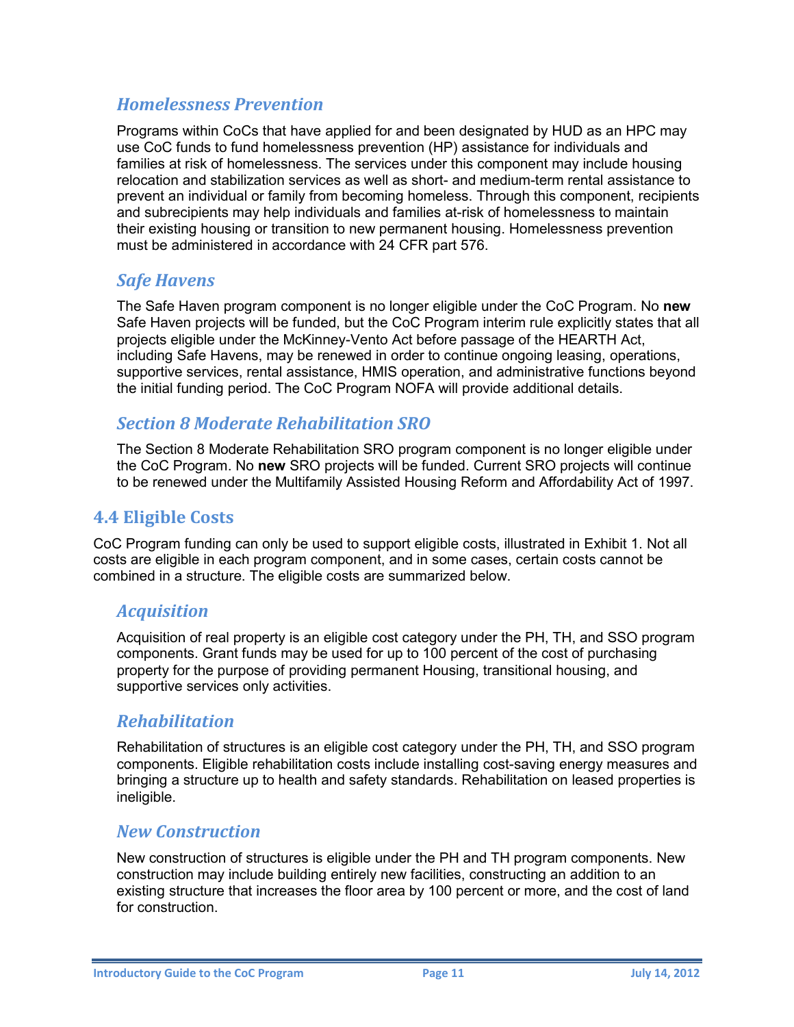### *Homelessness Prevention*

Programs within CoCs that have applied for and been designated by HUD as an HPC may use CoC funds to fund homelessness prevention (HP) assistance for individuals and families at risk of homelessness. The services under this component may include housing relocation and stabilization services as well as short- and medium-term rental assistance to prevent an individual or family from becoming homeless. Through this component, recipients and subrecipients may help individuals and families at-risk of homelessness to maintain their existing housing or transition to new permanent housing. Homelessness prevention must be administered in accordance with 24 CFR part 576.

### *Safe Havens*

The Safe Haven program component is no longer eligible under the CoC Program. No **new** Safe Haven projects will be funded, but the CoC Program interim rule explicitly states that all projects eligible under the McKinney-Vento Act before passage of the HEARTH Act, including Safe Havens, may be renewed in order to continue ongoing leasing, operations, supportive services, rental assistance, HMIS operation, and administrative functions beyond the initial funding period. The CoC Program NOFA will provide additional details.

### *Section 8 Moderate Rehabilitation SRO*

The Section 8 Moderate Rehabilitation SRO program component is no longer eligible under the CoC Program. No **new** SRO projects will be funded. Current SRO projects will continue to be renewed under the Multifamily Assisted Housing Reform and Affordability Act of 1997.

## 4.4 Eligible Costs

CoC Program funding can only be used to support eligible costs, illustrated in Exhibit 1. Not all costs are eligible in each program component, and in some cases, certain costs cannot be combined in a structure. The eligible costs are summarized below.

### *Acquisition*

Acquisition of real property is an eligible cost category under the PH, TH, and SSO program components. Grant funds may be used for up to 100 percent of the cost of purchasing property for the purpose of providing permanent Housing, transitional housing, and supportive services only activities.

### *Rehabilitation*

Rehabilitation of structures is an eligible cost category under the PH, TH, and SSO program components. Eligible rehabilitation costs include installing cost-saving energy measures and bringing a structure up to health and safety standards. Rehabilitation on leased properties is ineligible.

### *New Construction*

New construction of structures is eligible under the PH and TH program components. New construction may include building entirely new facilities, constructing an addition to an existing structure that increases the floor area by 100 percent or more, and the cost of land for construction.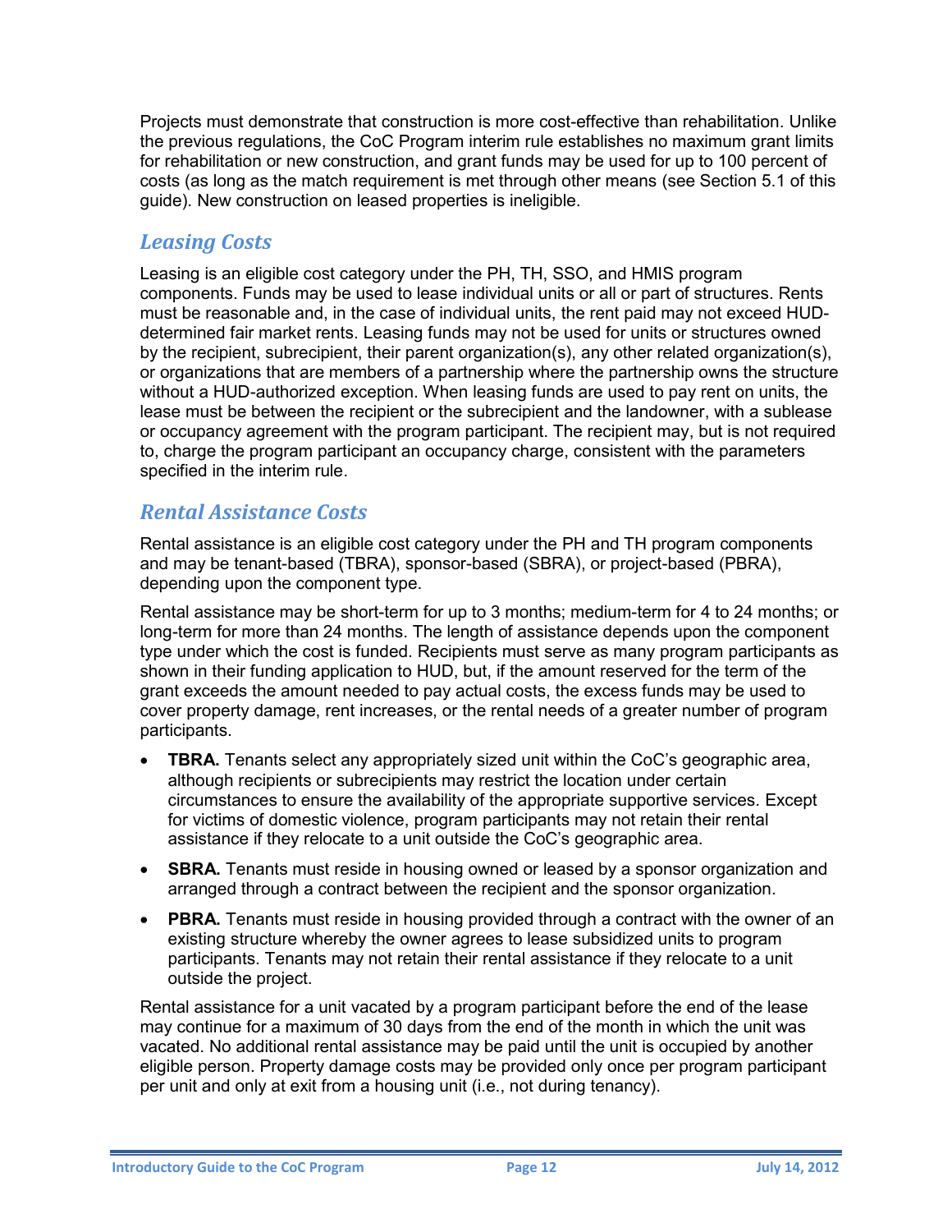Projects must demonstrate that construction is more cost-effective than rehabilitation. Unlike the previous regulations, the CoC Program interim rule establishes no maximum grant limits for rehabilitation or new construction, and grant funds may be used for up to 100 percent of costs (as long as the match requirement is met through other means (see Section 5.1 of this guide). New construction on leased properties is ineligible.

### *Leasing Costs*

Leasing is an eligible cost category under the PH, TH, SSO, and HMIS program components. Funds may be used to lease individual units or all or part of structures. Rents must be reasonable and, in the case of individual units, the rent paid may not exceed HUD-determined fair market rents. Leasing funds may not be used for units or structures owned by the recipient, subrecipient, their parent organization(s), any other related organization(s), or organizations that are members of a partnership where the partnership owns the structure without a HUD-authorized exception. When leasing funds are used to pay rent on units, the lease must be between the recipient or the subrecipient and the landowner, with a sublease or occupancy agreement with the program participant. The recipient may, but is not required to, charge the program participant an occupancy charge, consistent with the parameters specified in the interim rule.

### *Rental Assistance Costs*

Rental assistance is an eligible cost category under the PH and TH program components and may be tenant-based (TBRA), sponsor-based (SBRA), or project-based (PBRA), depending upon the component type.

Rental assistance may be short-term for up to 3 months; medium-term for 4 to 24 months; or long-term for more than 24 months. The length of assistance depends upon the component type under which the cost is funded. Recipients must serve as many program participants as shown in their funding application to HUD, but, if the amount reserved for the term of the grant exceeds the amount needed to pay actual costs, the excess funds may be used to cover property damage, rent increases, or the rental needs of a greater number of program participants.

- **TBRA.** Tenants select any appropriately sized unit within the CoC's geographic area, although recipients or subrecipients may restrict the location under certain circumstances to ensure the availability of the appropriate supportive services. Except for victims of domestic violence, program participants may not retain their rental assistance if they relocate to a unit outside the CoC's geographic area.
- **SBRA.** Tenants must reside in housing owned or leased by a sponsor organization and arranged through a contract between the recipient and the sponsor organization.
- **PBRA.** Tenants must reside in housing provided through a contract with the owner of an existing structure whereby the owner agrees to lease subsidized units to program participants. Tenants may not retain their rental assistance if they relocate to a unit outside the project.

Rental assistance for a unit vacated by a program participant before the end of the lease may continue for a maximum of 30 days from the end of the month in which the unit was vacated. No additional rental assistance may be paid until the unit is occupied by another eligible person. Property damage costs may be provided only once per program participant per unit and only at exit from a housing unit (i.e., not during tenancy).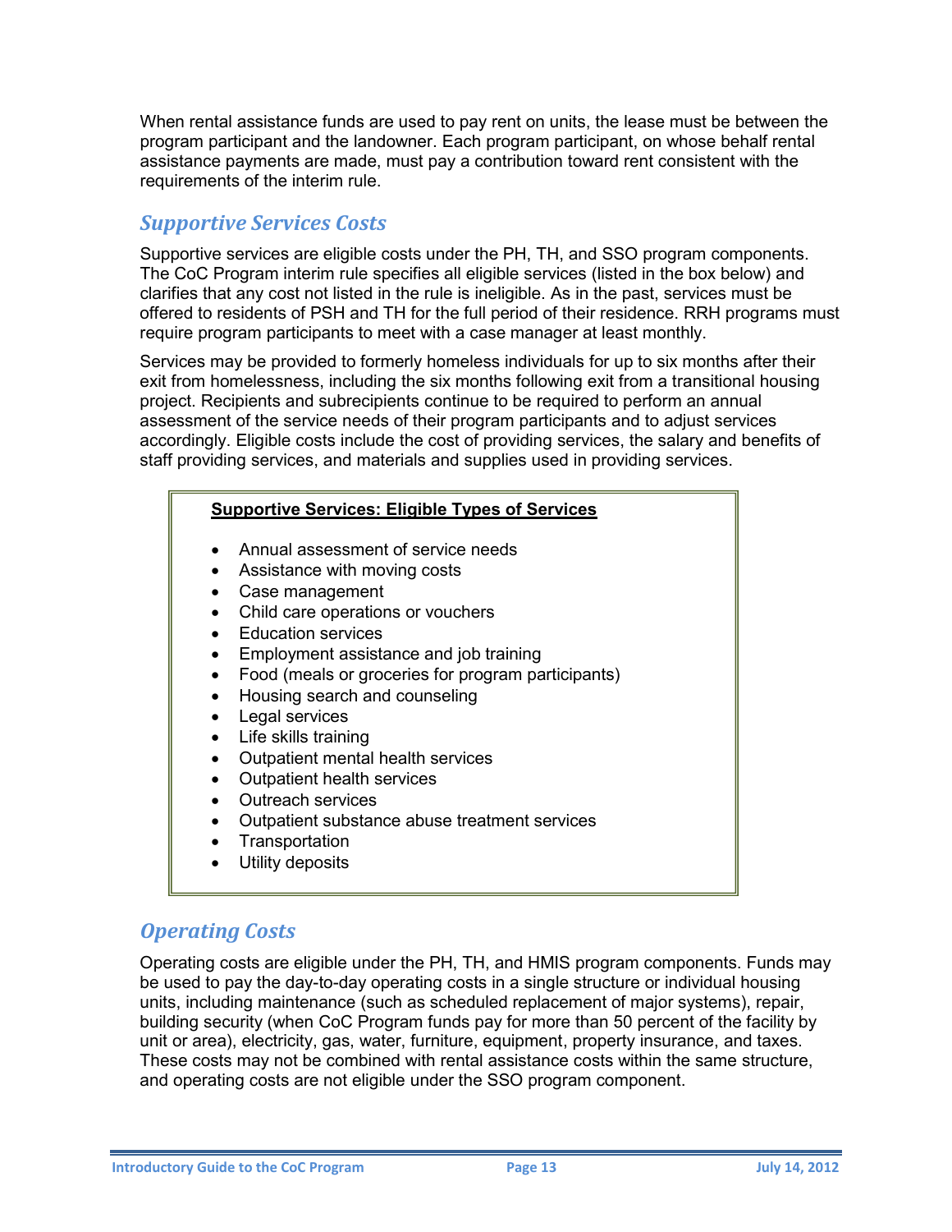When rental assistance funds are used to pay rent on units, the lease must be between the program participant and the landowner. Each program participant, on whose behalf rental assistance payments are made, must pay a contribution toward rent consistent with the requirements of the interim rule.

## *Supportive Services Costs*

Supportive services are eligible costs under the PH, TH, and SSO program components. The CoC Program interim rule specifies all eligible services (listed in the box below) and clarifies that any cost not listed in the rule is ineligible. As in the past, services must be offered to residents of PSH and TH for the full period of their residence. RRH programs must require program participants to meet with a case manager at least monthly.

Services may be provided to formerly homeless individuals for up to six months after their exit from homelessness, including the six months following exit from a transitional housing project. Recipients and subrecipients continue to be required to perform an annual assessment of the service needs of their program participants and to adjust services accordingly. Eligible costs include the cost of providing services, the salary and benefits of staff providing services, and materials and supplies used in providing services.

**Supportive Services: Eligible Types of Services**

- Annual assessment of service needs
- Assistance with moving costs
- Case management
- Child care operations or vouchers
- Education services
- Employment assistance and job training
- Food (meals or groceries for program participants)
- Housing search and counseling
- Legal services
- Life skills training
- Outpatient mental health services
- Outpatient health services
- Outreach services
- Outpatient substance abuse treatment services
- Transportation
- Utility deposits

## *Operating Costs*

Operating costs are eligible under the PH, TH, and HMIS program components. Funds may be used to pay the day-to-day operating costs in a single structure or individual housing units, including maintenance (such as scheduled replacement of major systems), repair, building security (when CoC Program funds pay for more than 50 percent of the facility by unit or area), electricity, gas, water, furniture, equipment, property insurance, and taxes. These costs may not be combined with rental assistance costs within the same structure, and operating costs are not eligible under the SSO program component.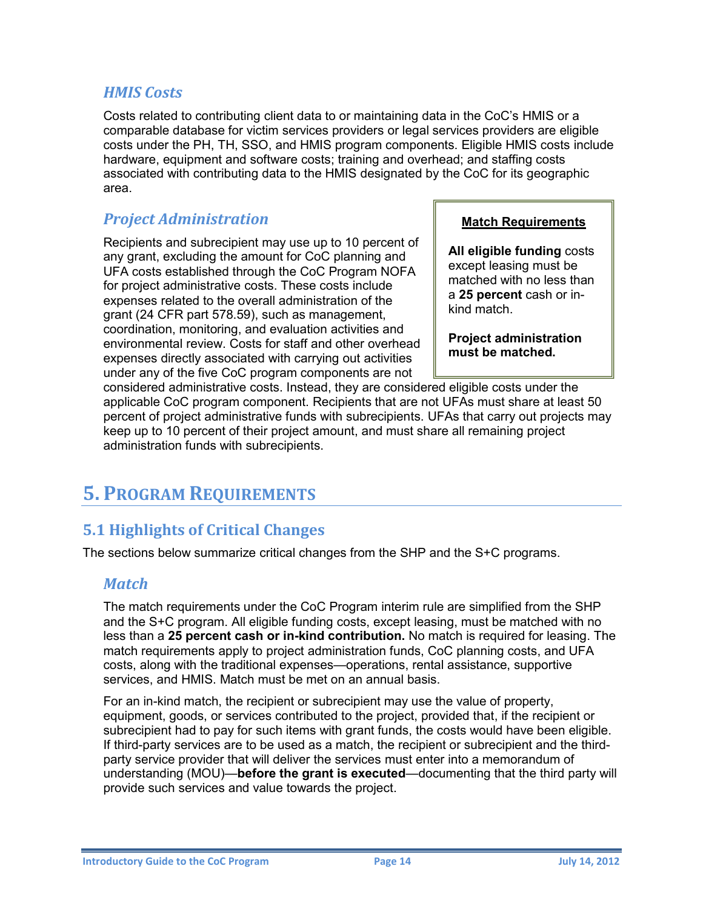### *HMIS Costs*

Costs related to contributing client data to or maintaining data in the CoC's HMIS or a comparable database for victim services providers or legal services providers are eligible costs under the PH, TH, SSO, and HMIS program components. Eligible HMIS costs include hardware, equipment and software costs; training and overhead; and staffing costs associated with contributing data to the HMIS designated by the CoC for its geographic area.

### *Project Administration*

Recipients and subrecipient may use up to 10 percent of any grant, excluding the amount for CoC planning and UFA costs established through the CoC Program NOFA for project administrative costs. These costs include expenses related to the overall administration of the grant (24 CFR part 578.59), such as management, coordination, monitoring, and evaluation activities and environmental review. Costs for staff and other overhead expenses directly associated with carrying out activities under any of the five CoC program components are not considered administrative costs. Instead, they are considered eligible costs under the applicable CoC program component. Recipients that are not UFAs must share at least 50 percent of project administrative funds with subrecipients. UFAs that carry out projects may keep up to 10 percent of their project amount, and must share all remaining project administration funds with subrecipients.

> **Match Requirements**
>
> **All eligible funding** costs except leasing must be matched with no less than a **25 percent** cash or in-kind match.
>
> **Project administration must be matched.**

# 5. Program Requirements

## 5.1 Highlights of Critical Changes

The sections below summarize critical changes from the SHP and the S+C programs.

### *Match*

The match requirements under the CoC Program interim rule are simplified from the SHP and the S+C program. All eligible funding costs, except leasing, must be matched with no less than a **25 percent cash or in-kind contribution.** No match is required for leasing. The match requirements apply to project administration funds, CoC planning costs, and UFA costs, along with the traditional expenses—operations, rental assistance, supportive services, and HMIS. Match must be met on an annual basis.

For an in-kind match, the recipient or subrecipient may use the value of property, equipment, goods, or services contributed to the project, provided that, if the recipient or subrecipient had to pay for such items with grant funds, the costs would have been eligible. If third-party services are to be used as a match, the recipient or subrecipient and the third-party service provider that will deliver the services must enter into a memorandum of understanding (MOU)—**before the grant is executed**—documenting that the third party will provide such services and value towards the project.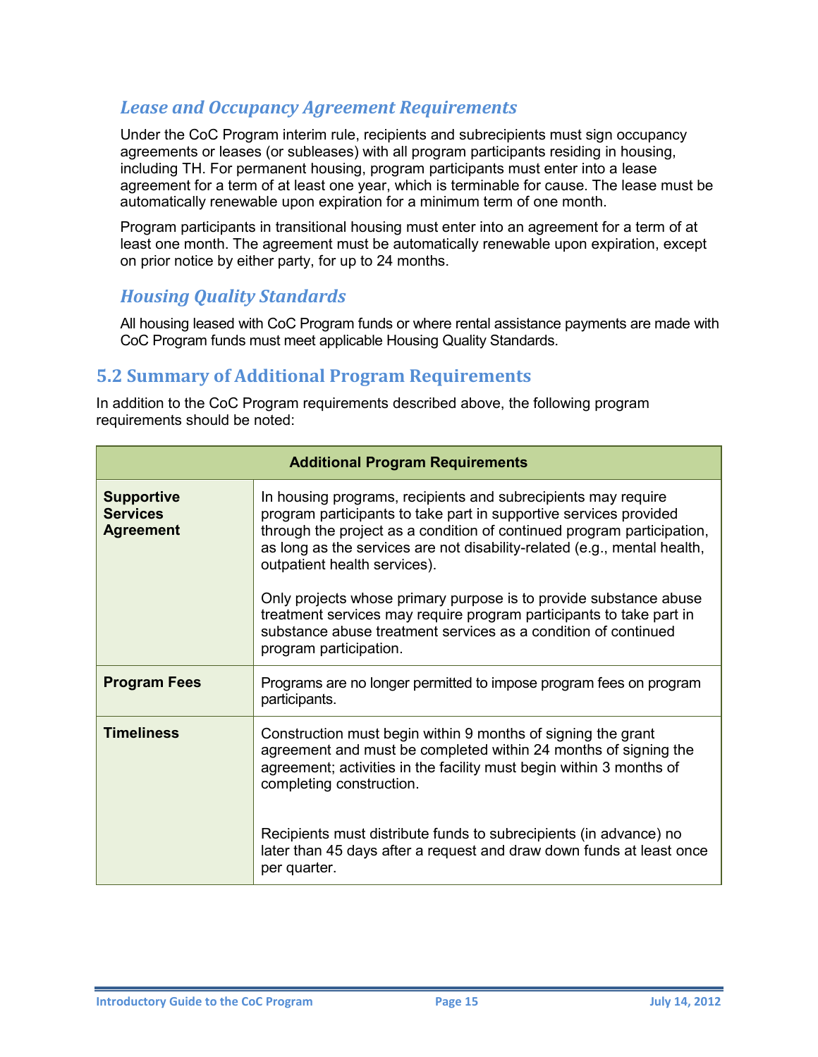### *Lease and Occupancy Agreement Requirements*

Under the CoC Program interim rule, recipients and subrecipients must sign occupancy agreements or leases (or subleases) with all program participants residing in housing, including TH. For permanent housing, program participants must enter into a lease agreement for a term of at least one year, which is terminable for cause. The lease must be automatically renewable upon expiration for a minimum term of one month.

Program participants in transitional housing must enter into an agreement for a term of at least one month. The agreement must be automatically renewable upon expiration, except on prior notice by either party, for up to 24 months.

### *Housing Quality Standards*

All housing leased with CoC Program funds or where rental assistance payments are made with CoC Program funds must meet applicable Housing Quality Standards.

## 5.2 Summary of Additional Program Requirements

In addition to the CoC Program requirements described above, the following program requirements should be noted:

| Additional Program Requirements | |
|---|---|
| **Supportive Services Agreement** | In housing programs, recipients and subrecipients may require program participants to take part in supportive services provided through the project as a condition of continued program participation, as long as the services are not disability-related (e.g., mental health, outpatient health services).<br><br>Only projects whose primary purpose is to provide substance abuse treatment services may require program participants to take part in substance abuse treatment services as a condition of continued program participation. |
| **Program Fees** | Programs are no longer permitted to impose program fees on program participants. |
| **Timeliness** | Construction must begin within 9 months of signing the grant agreement and must be completed within 24 months of signing the agreement; activities in the facility must begin within 3 months of completing construction.<br><br>Recipients must distribute funds to subrecipients (in advance) no later than 45 days after a request and draw down funds at least once per quarter. |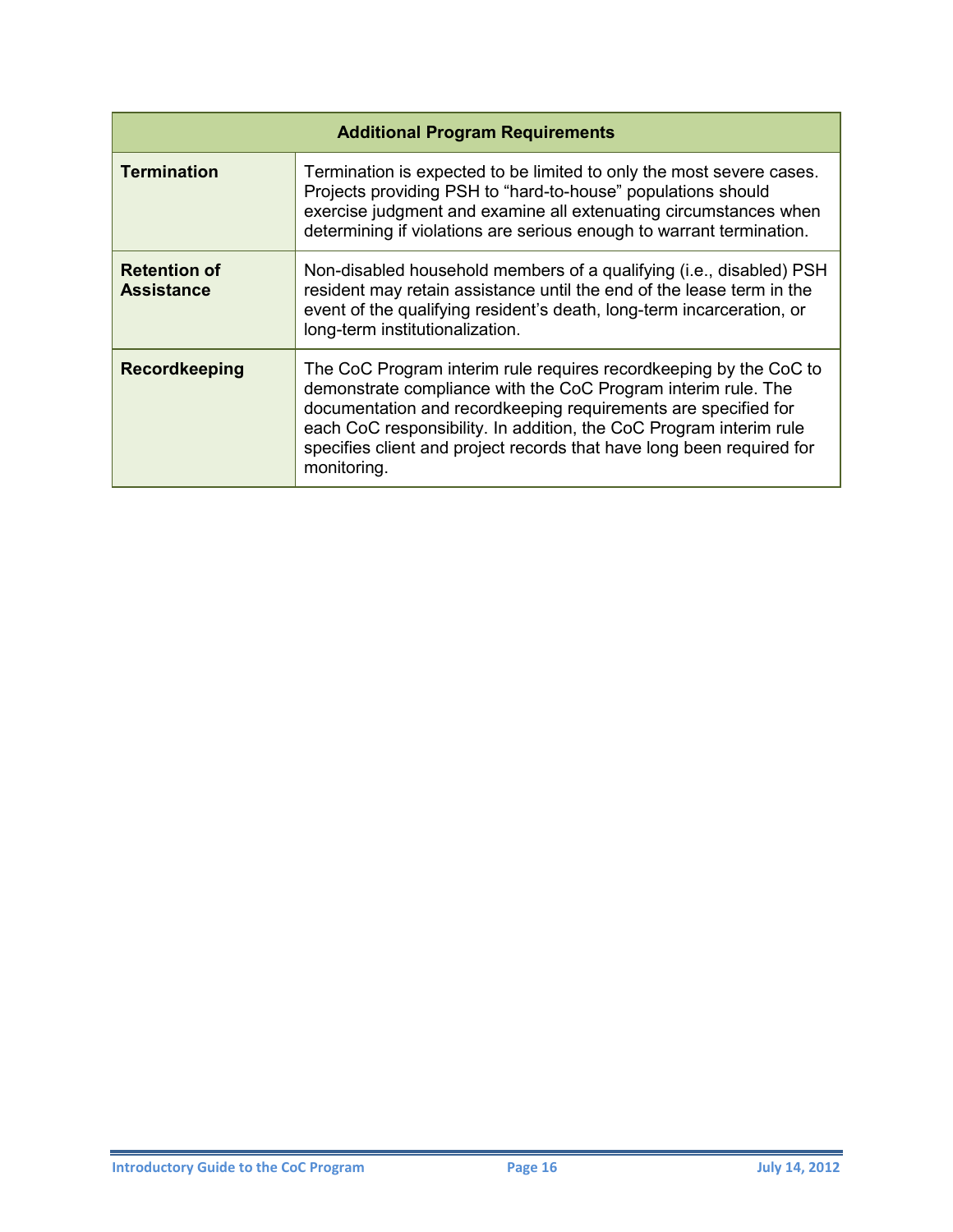| Additional Program Requirements | |
|---|---|
| **Termination** | Termination is expected to be limited to only the most severe cases. Projects providing PSH to "hard-to-house" populations should exercise judgment and examine all extenuating circumstances when determining if violations are serious enough to warrant termination. |
| **Retention of Assistance** | Non-disabled household members of a qualifying (i.e., disabled) PSH resident may retain assistance until the end of the lease term in the event of the qualifying resident's death, long-term incarceration, or long-term institutionalization. |
| **Recordkeeping** | The CoC Program interim rule requires recordkeeping by the CoC to demonstrate compliance with the CoC Program interim rule. The documentation and recordkeeping requirements are specified for each CoC responsibility. In addition, the CoC Program interim rule specifies client and project records that have long been required for monitoring. |